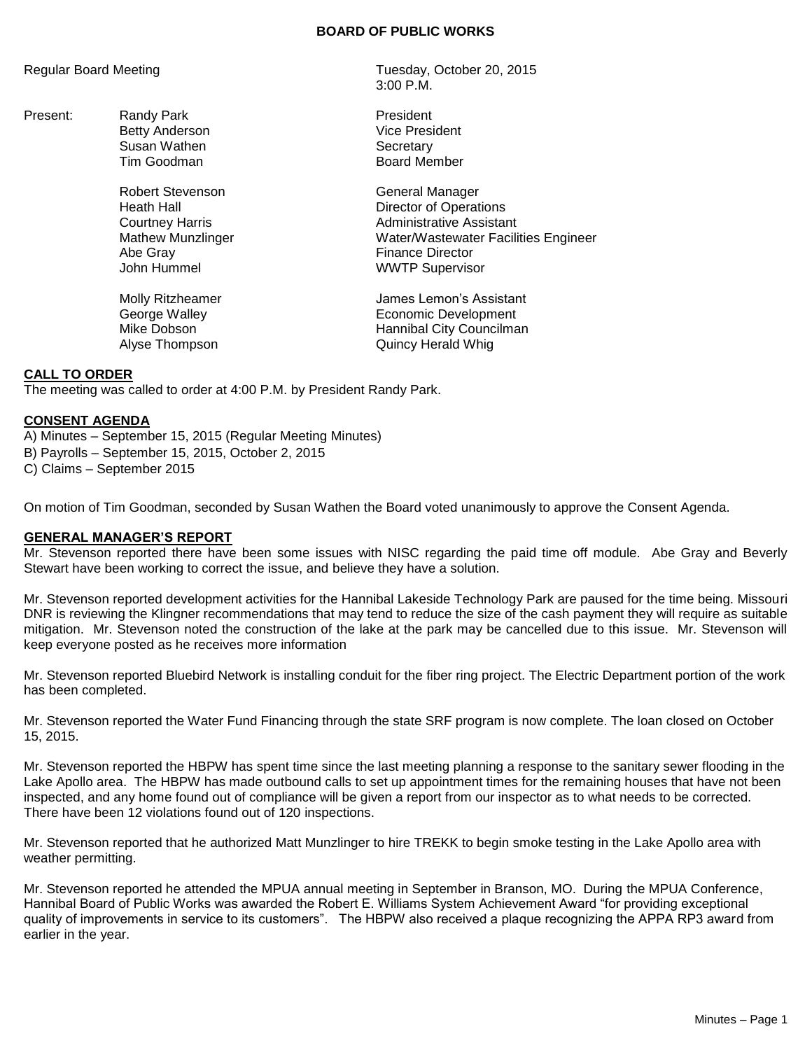# BOARD OF PUBLIC WORKS

Regular Board Meeting — Tuesday, October 20, 2015, 3:00 P.M.

Present:

| Name | Title |
|---|---|
| Randy Park | President |
| Betty Anderson | Vice President |
| Susan Wathen | Secretary |
| Tim Goodman | Board Member |
| Robert Stevenson | General Manager |
| Heath Hall | Director of Operations |
| Courtney Harris | Administrative Assistant |
| Mathew Munzlinger | Water/Wastewater Facilities Engineer |
| Abe Gray | Finance Director |
| John Hummel | WWTP Supervisor |
| Molly Ritzheamer | James Lemon's Assistant |
| George Walley | Economic Development |
| Mike Dobson | Hannibal City Councilman |
| Alyse Thompson | Quincy Herald Whig |

## CALL TO ORDER

The meeting was called to order at 4:00 P.M. by President Randy Park.

## CONSENT AGENDA

A) Minutes – September 15, 2015 (Regular Meeting Minutes)
B) Payrolls – September 15, 2015, October 2, 2015
C) Claims – September 2015

On motion of Tim Goodman, seconded by Susan Wathen the Board voted unanimously to approve the Consent Agenda.

## GENERAL MANAGER'S REPORT

Mr. Stevenson reported there have been some issues with NISC regarding the paid time off module. Abe Gray and Beverly Stewart have been working to correct the issue, and believe they have a solution.

Mr. Stevenson reported development activities for the Hannibal Lakeside Technology Park are paused for the time being. Missouri DNR is reviewing the Klingner recommendations that may tend to reduce the size of the cash payment they will require as suitable mitigation. Mr. Stevenson noted the construction of the lake at the park may be cancelled due to this issue. Mr. Stevenson will keep everyone posted as he receives more information

Mr. Stevenson reported Bluebird Network is installing conduit for the fiber ring project. The Electric Department portion of the work has been completed.

Mr. Stevenson reported the Water Fund Financing through the state SRF program is now complete. The loan closed on October 15, 2015.

Mr. Stevenson reported the HBPW has spent time since the last meeting planning a response to the sanitary sewer flooding in the Lake Apollo area. The HBPW has made outbound calls to set up appointment times for the remaining houses that have not been inspected, and any home found out of compliance will be given a report from our inspector as to what needs to be corrected. There have been 12 violations found out of 120 inspections.

Mr. Stevenson reported that he authorized Matt Munzlinger to hire TREKK to begin smoke testing in the Lake Apollo area with weather permitting.

Mr. Stevenson reported he attended the MPUA annual meeting in September in Branson, MO. During the MPUA Conference, Hannibal Board of Public Works was awarded the Robert E. Williams System Achievement Award "for providing exceptional quality of improvements in service to its customers". The HBPW also received a plaque recognizing the APPA RP3 award from earlier in the year.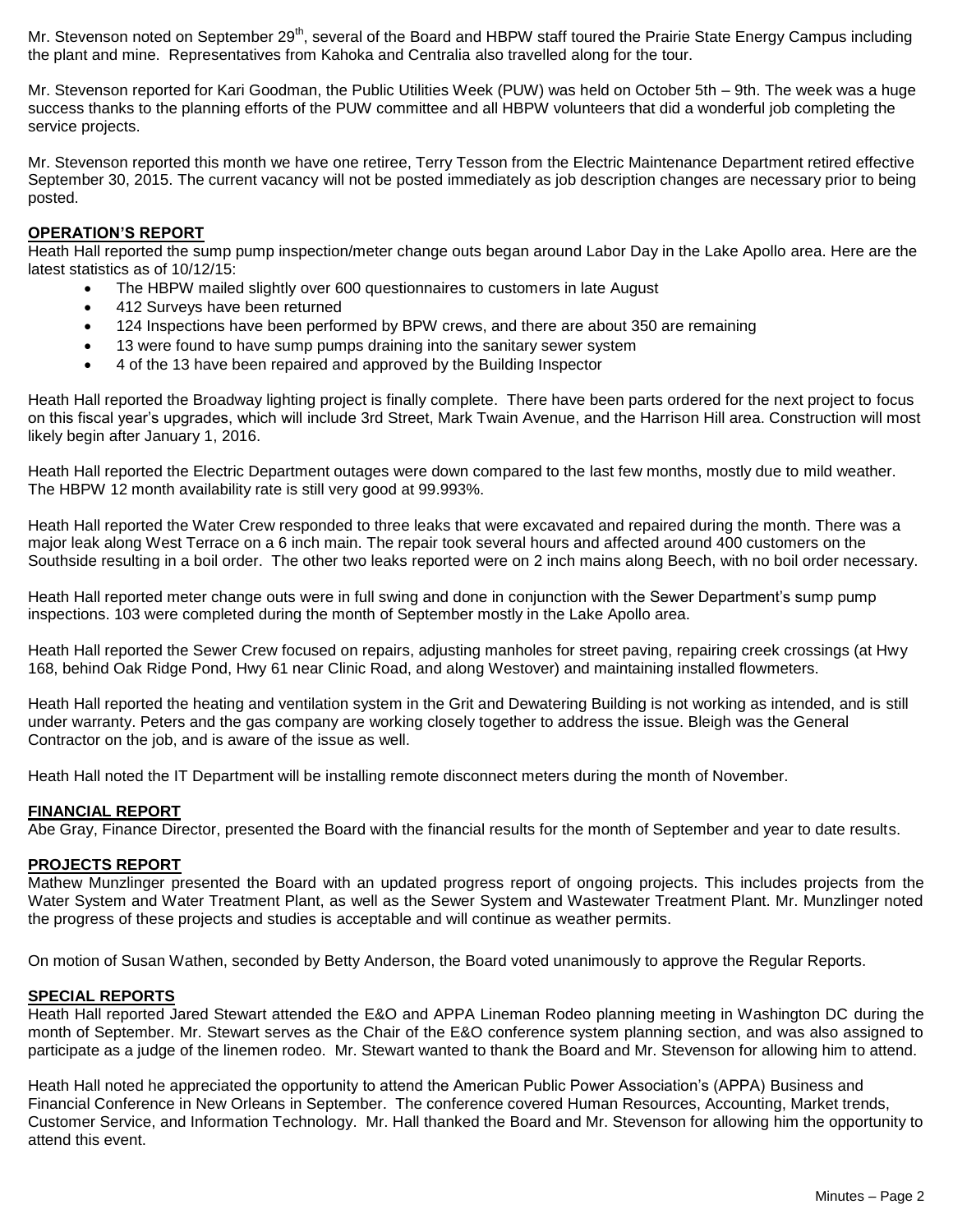Mr. Stevenson noted on September 29th, several of the Board and HBPW staff toured the Prairie State Energy Campus including the plant and mine. Representatives from Kahoka and Centralia also travelled along for the tour.

Mr. Stevenson reported for Kari Goodman, the Public Utilities Week (PUW) was held on October 5th – 9th. The week was a huge success thanks to the planning efforts of the PUW committee and all HBPW volunteers that did a wonderful job completing the service projects.

Mr. Stevenson reported this month we have one retiree, Terry Tesson from the Electric Maintenance Department retired effective September 30, 2015. The current vacancy will not be posted immediately as job description changes are necessary prior to being posted.

## OPERATION'S REPORT

Heath Hall reported the sump pump inspection/meter change outs began around Labor Day in the Lake Apollo area. Here are the latest statistics as of 10/12/15:

- The HBPW mailed slightly over 600 questionnaires to customers in late August
- 412 Surveys have been returned
- 124 Inspections have been performed by BPW crews, and there are about 350 are remaining
- 13 were found to have sump pumps draining into the sanitary sewer system
- 4 of the 13 have been repaired and approved by the Building Inspector

Heath Hall reported the Broadway lighting project is finally complete. There have been parts ordered for the next project to focus on this fiscal year's upgrades, which will include 3rd Street, Mark Twain Avenue, and the Harrison Hill area. Construction will most likely begin after January 1, 2016.

Heath Hall reported the Electric Department outages were down compared to the last few months, mostly due to mild weather. The HBPW 12 month availability rate is still very good at 99.993%.

Heath Hall reported the Water Crew responded to three leaks that were excavated and repaired during the month. There was a major leak along West Terrace on a 6 inch main. The repair took several hours and affected around 400 customers on the Southside resulting in a boil order. The other two leaks reported were on 2 inch mains along Beech, with no boil order necessary.

Heath Hall reported meter change outs were in full swing and done in conjunction with the Sewer Department's sump pump inspections. 103 were completed during the month of September mostly in the Lake Apollo area.

Heath Hall reported the Sewer Crew focused on repairs, adjusting manholes for street paving, repairing creek crossings (at Hwy 168, behind Oak Ridge Pond, Hwy 61 near Clinic Road, and along Westover) and maintaining installed flowmeters.

Heath Hall reported the heating and ventilation system in the Grit and Dewatering Building is not working as intended, and is still under warranty. Peters and the gas company are working closely together to address the issue. Bleigh was the General Contractor on the job, and is aware of the issue as well.

Heath Hall noted the IT Department will be installing remote disconnect meters during the month of November.

## FINANCIAL REPORT

Abe Gray, Finance Director, presented the Board with the financial results for the month of September and year to date results.

## PROJECTS REPORT

Mathew Munzlinger presented the Board with an updated progress report of ongoing projects. This includes projects from the Water System and Water Treatment Plant, as well as the Sewer System and Wastewater Treatment Plant. Mr. Munzlinger noted the progress of these projects and studies is acceptable and will continue as weather permits.

On motion of Susan Wathen, seconded by Betty Anderson, the Board voted unanimously to approve the Regular Reports.

## SPECIAL REPORTS

Heath Hall reported Jared Stewart attended the E&O and APPA Lineman Rodeo planning meeting in Washington DC during the month of September. Mr. Stewart serves as the Chair of the E&O conference system planning section, and was also assigned to participate as a judge of the linemen rodeo. Mr. Stewart wanted to thank the Board and Mr. Stevenson for allowing him to attend.

Heath Hall noted he appreciated the opportunity to attend the American Public Power Association's (APPA) Business and Financial Conference in New Orleans in September. The conference covered Human Resources, Accounting, Market trends, Customer Service, and Information Technology. Mr. Hall thanked the Board and Mr. Stevenson for allowing him the opportunity to attend this event.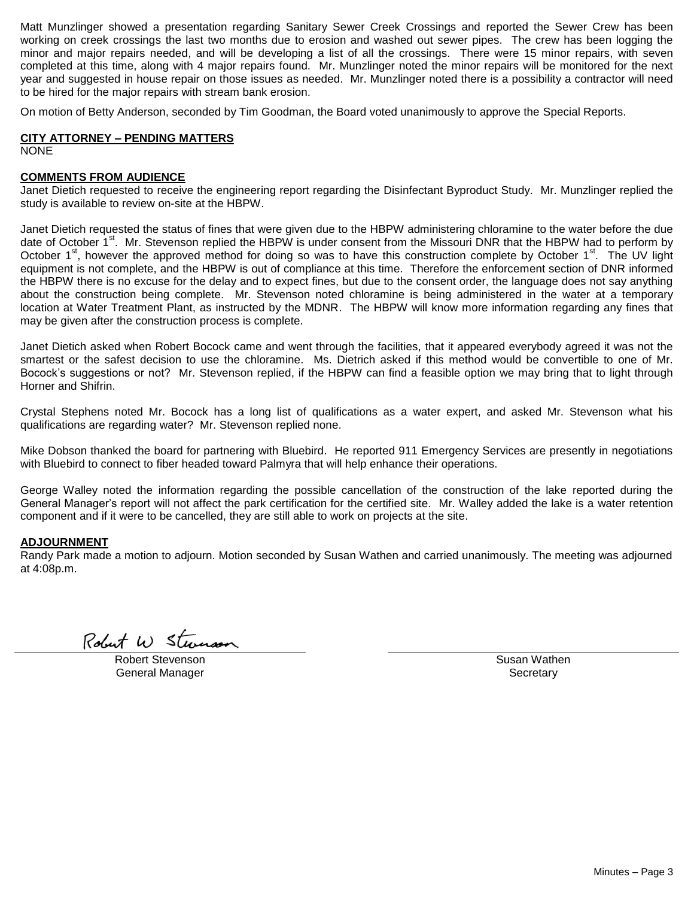Matt Munzlinger showed a presentation regarding Sanitary Sewer Creek Crossings and reported the Sewer Crew has been working on creek crossings the last two months due to erosion and washed out sewer pipes. The crew has been logging the minor and major repairs needed, and will be developing a list of all the crossings. There were 15 minor repairs, with seven completed at this time, along with 4 major repairs found. Mr. Munzlinger noted the minor repairs will be monitored for the next year and suggested in house repair on those issues as needed. Mr. Munzlinger noted there is a possibility a contractor will need to be hired for the major repairs with stream bank erosion.

On motion of Betty Anderson, seconded by Tim Goodman, the Board voted unanimously to approve the Special Reports.

**CITY ATTORNEY – PENDING MATTERS**
NONE

**COMMENTS FROM AUDIENCE**
Janet Dietich requested to receive the engineering report regarding the Disinfectant Byproduct Study. Mr. Munzlinger replied the study is available to review on-site at the HBPW.

Janet Dietich requested the status of fines that were given due to the HBPW administering chloramine to the water before the due date of October 1st. Mr. Stevenson replied the HBPW is under consent from the Missouri DNR that the HBPW had to perform by October 1st, however the approved method for doing so was to have this construction complete by October 1st. The UV light equipment is not complete, and the HBPW is out of compliance at this time. Therefore the enforcement section of DNR informed the HBPW there is no excuse for the delay and to expect fines, but due to the consent order, the language does not say anything about the construction being complete. Mr. Stevenson noted chloramine is being administered in the water at a temporary location at Water Treatment Plant, as instructed by the MDNR. The HBPW will know more information regarding any fines that may be given after the construction process is complete.

Janet Dietich asked when Robert Bocock came and went through the facilities, that it appeared everybody agreed it was not the smartest or the safest decision to use the chloramine. Ms. Dietrich asked if this method would be convertible to one of Mr. Bocock's suggestions or not? Mr. Stevenson replied, if the HBPW can find a feasible option we may bring that to light through Horner and Shifrin.

Crystal Stephens noted Mr. Bocock has a long list of qualifications as a water expert, and asked Mr. Stevenson what his qualifications are regarding water? Mr. Stevenson replied none.

Mike Dobson thanked the board for partnering with Bluebird. He reported 911 Emergency Services are presently in negotiations with Bluebird to connect to fiber headed toward Palmyra that will help enhance their operations.

George Walley noted the information regarding the possible cancellation of the construction of the lake reported during the General Manager's report will not affect the park certification for the certified site. Mr. Walley added the lake is a water retention component and if it were to be cancelled, they are still able to work on projects at the site.

**ADJOURNMENT**
Randy Park made a motion to adjourn. Motion seconded by Susan Wathen and carried unanimously. The meeting was adjourned at 4:08p.m.

Robert W Stevenson

| | |
|---|---|
| Robert Stevenson | Susan Wathen |
| General Manager | Secretary |